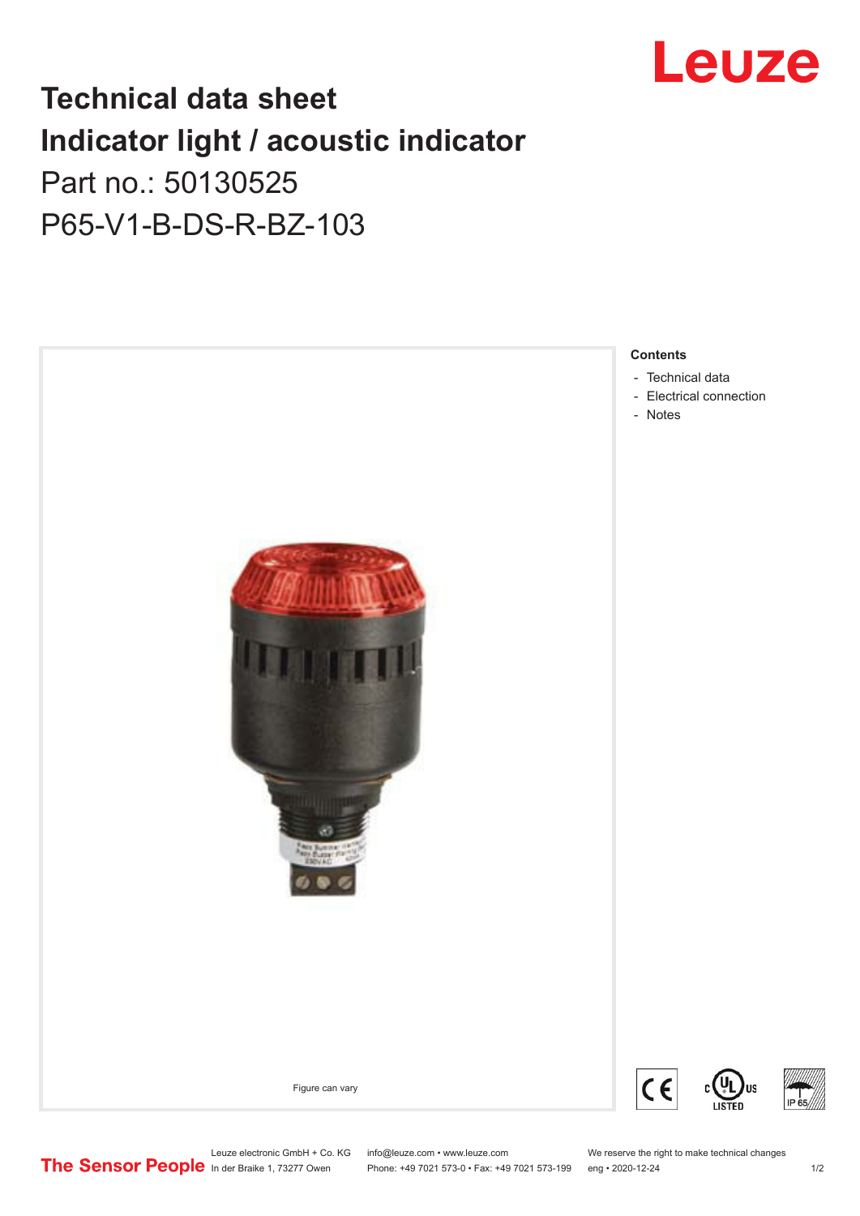# Technical data sheet
# Indicator light / acoustic indicator
Part no.: 50130525
P65-V1-B-DS-R-BZ-103

**Contents**
- Technical data
- Electrical connection
- Notes

Figure can vary

Leuze electronic GmbH + Co. KG
In der Braike 1, 73277 Owen
info@leuze.com • www.leuze.com
Phone: +49 7021 573-0 • Fax: +49 7021 573-199
We reserve the right to make technical changes
eng • 2020-12-24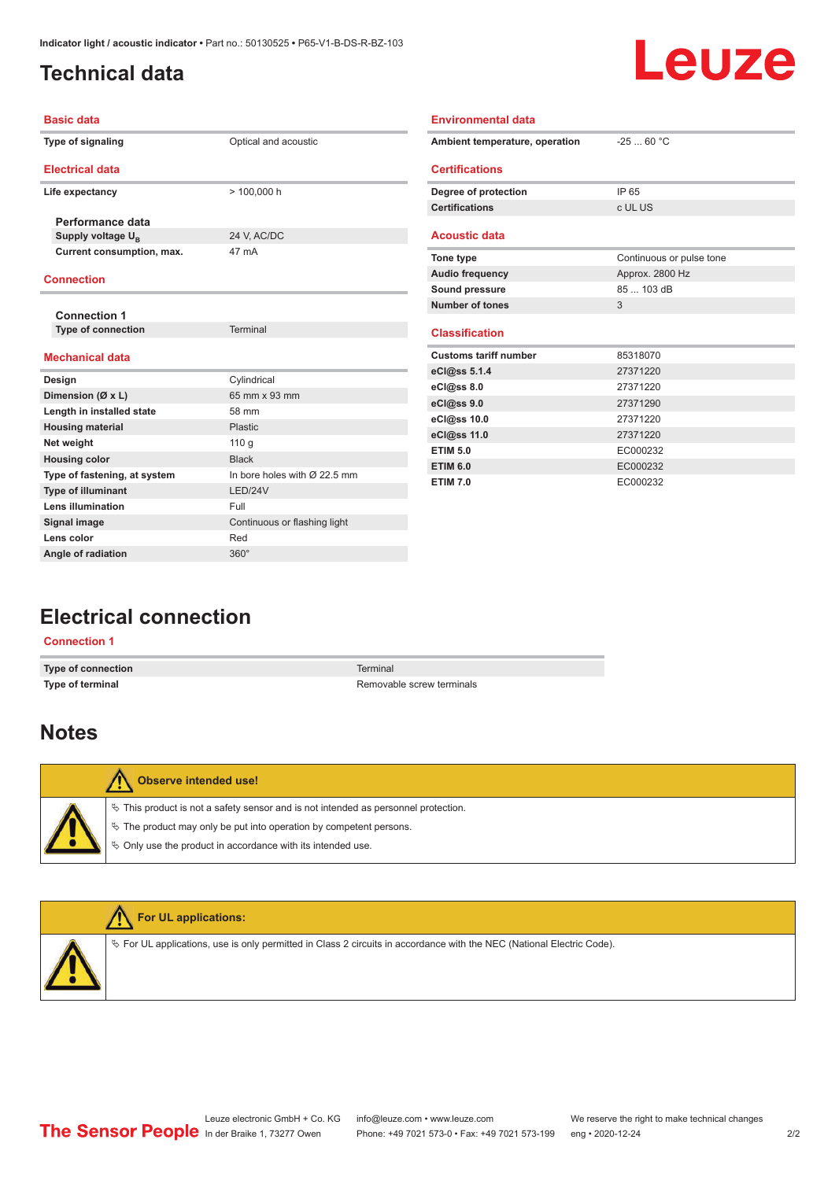# Technical data

## Basic data

| | |
|---|---|
| Type of signaling | Optical and acoustic |

## Electrical data

| | |
|---|---|
| Life expectancy | > 100,000 h |

**Performance data**

| | |
|---|---|
| Supply voltage $U_B$ | 24 V, AC/DC |
| Current consumption, max. | 47 mA |

## Connection

**Connection 1**

| | |
|---|---|
| Type of connection | Terminal |

## Mechanical data

| | |
|---|---|
| Design | Cylindrical |
| Dimension (Ø x L) | 65 mm x 93 mm |
| Length in installed state | 58 mm |
| Housing material | Plastic |
| Net weight | 110 g |
| Housing color | Black |
| Type of fastening, at system | In bore holes with Ø 22.5 mm |
| Type of illuminant | LED/24V |
| Lens illumination | Full |
| Signal image | Continuous or flashing light |
| Lens color | Red |
| Angle of radiation | 360° |

## Environmental data

| | |
|---|---|
| Ambient temperature, operation | -25 ... 60 °C |

## Certifications

| | |
|---|---|
| Degree of protection | IP 65 |
| Certifications | c UL US |

## Acoustic data

| | |
|---|---|
| Tone type | Continuous or pulse tone |
| Audio frequency | Approx. 2800 Hz |
| Sound pressure | 85 ... 103 dB |
| Number of tones | 3 |

## Classification

| | |
|---|---|
| Customs tariff number | 85318070 |
| eCl@ss 5.1.4 | 27371220 |
| eCl@ss 8.0 | 27371220 |
| eCl@ss 9.0 | 27371290 |
| eCl@ss 10.0 | 27371220 |
| eCl@ss 11.0 | 27371220 |
| ETIM 5.0 | EC000232 |
| ETIM 6.0 | EC000232 |
| ETIM 7.0 | EC000232 |

# Electrical connection

## Connection 1

| | |
|---|---|
| Type of connection | Terminal |
| Type of terminal | Removable screw terminals |

# Notes

**Observe intended use!**

- This product is not a safety sensor and is not intended as personnel protection.
- The product may only be put into operation by competent persons.
- Only use the product in accordance with its intended use.

**For UL applications:**

- For UL applications, use is only permitted in Class 2 circuits in accordance with the NEC (National Electric Code).